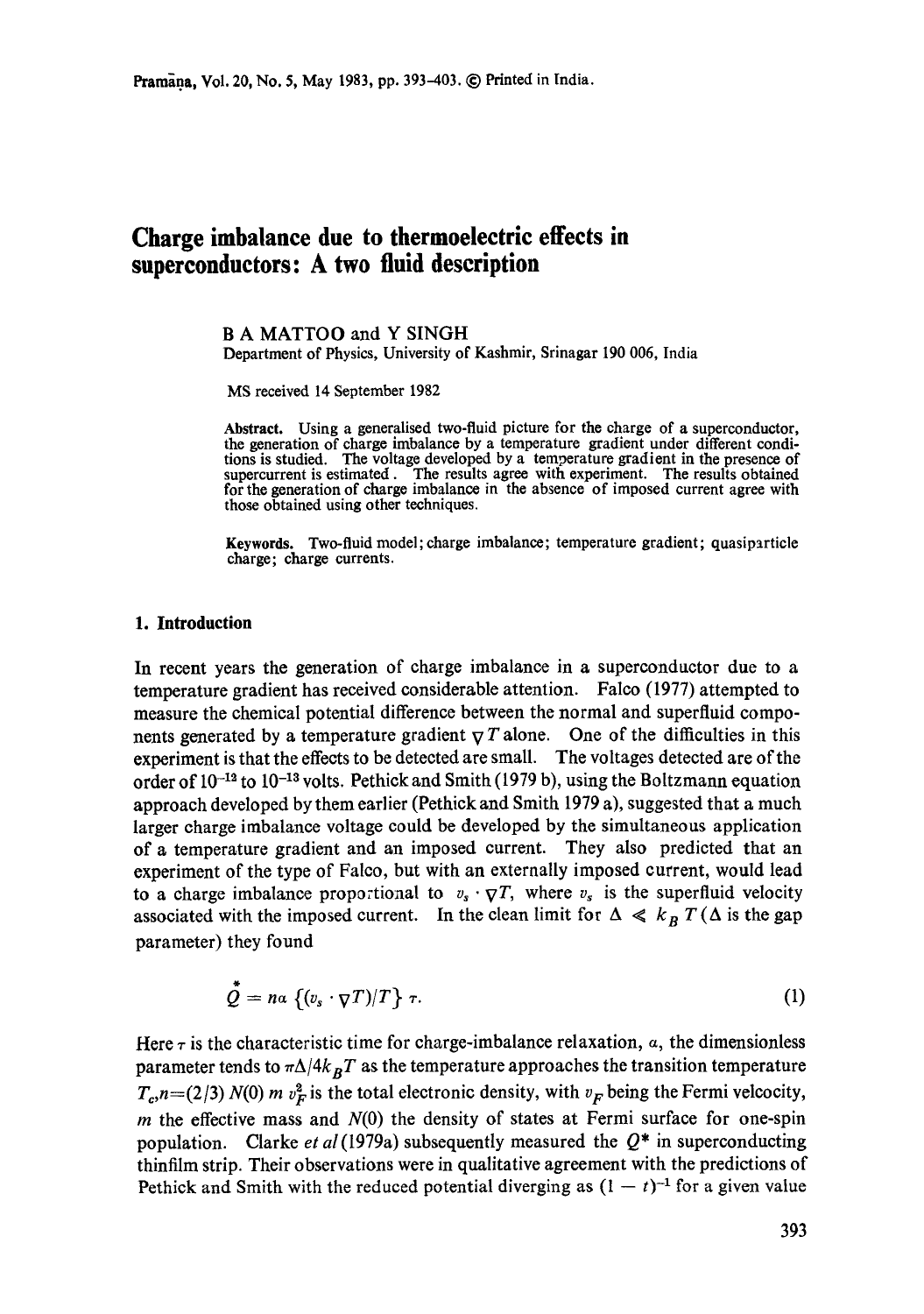# Charge imbalance due to thermoelectric effects in superconductors: A two fluid description

B A MATTOO and Y SINGH

Department of Physics, University of Kashmir, Srinagar 190 006, India

MS received 14 September 1982

**Abstract.** Using a generalised two-fluid picture for the charge of a superconductor, the generation of charge imbalance by a temperature gradient under different conditions is studied. The voltage developed by a temperature gradient in the presence of supercurrent is estimated. The results agree with experiment. The results obtained for the generation of charge imbalance in the absence of imposed current agree with those obtained using other techniques.

**Keywords.** Two-fluid model; charge imbalance; temperature gradient; quasiparticle charge; charge currents.

## 1. Introduction

In recent years the generation of charge imbalance in a superconductor due to a temperature gradient has received considerable attention. Falco (1977) attempted to measure the chemical potential difference between the normal and superfluid components generated by a temperature gradient $\nabla T$ alone. One of the difficulties in this experiment is that the effects to be detected are small. The voltages detected are of the order of $10^{-12}$ to $10^{-13}$ volts. Pethick and Smith (1979 b), using the Boltzmann equation approach developed by them earlier (Pethick and Smith 1979 a), suggested that a much larger charge imbalance voltage could be developed by the simultaneous application of a temperature gradient and an imposed current. They also predicted that an experiment of the type of Falco, but with an externally imposed current, would lead to a charge imbalance proportional to $v_s \cdot \nabla T$, where $v_s$ is the superfluid velocity associated with the imposed current. In the clean limit for $\Delta \ll k_B T$ ($\Delta$ is the gap parameter) they found

$$\dot{Q}^* = n\alpha \{(v_s \cdot \nabla T)/T\} \tau. \tag{1}$$

Here $\tau$ is the characteristic time for charge-imbalance relaxation, $\alpha$, the dimensionless parameter tends to $\pi\Delta/4k_B T$ as the temperature approaches the transition temperature $T_c$, $n=(2/3)\, N(0)\, m\, v_F^2$ is the total electronic density, with $v_F$ being the Fermi velcocity, $m$ the effective mass and $N(0)$ the density of states at Fermi surface for one-spin population. Clarke *et al* (1979a) subsequently measured the $Q^*$ in superconducting thinfilm strip. Their observations were in qualitative agreement with the predictions of Pethick and Smith with the reduced potential diverging as $(1 - t)^{-1}$ for a given value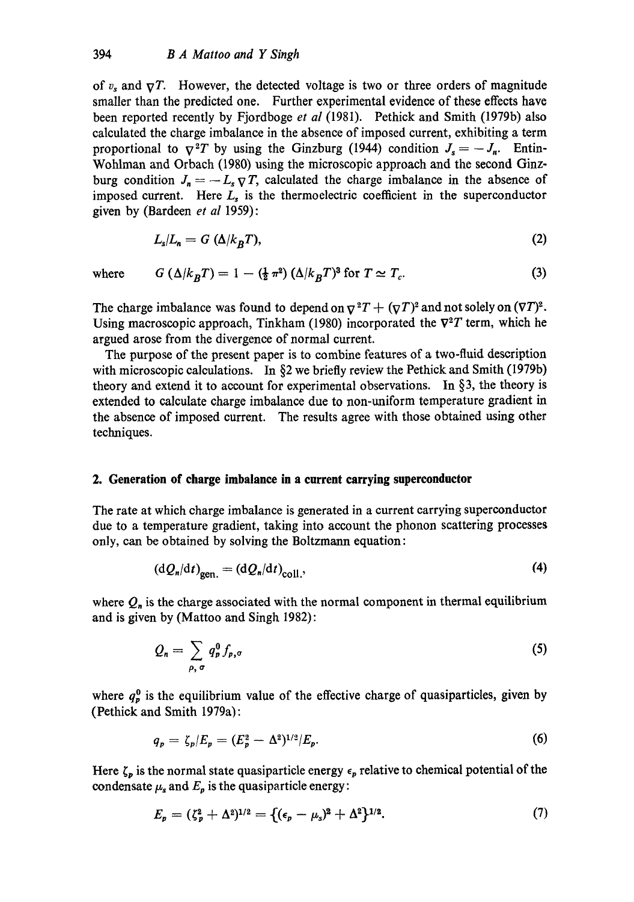of $v_s$ and $\nabla T$. However, the detected voltage is two or three orders of magnitude smaller than the predicted one. Further experimental evidence of these effects have been reported recently by Fjordboge *et al* (1981). Pethick and Smith (1979b) also calculated the charge imbalance in the absence of imposed current, exhibiting a term proportional to $\nabla^2 T$ by using the Ginzburg (1944) condition $J_s = -J_n$. Entin-Wohlman and Orbach (1980) using the microscopic approach and the second Ginzburg condition $J_n = -L_s \nabla T$, calculated the charge imbalance in the absence of imposed current. Here $L_s$ is the thermoelectric coefficient in the superconductor given by (Bardeen *et al* 1959):

$$L_s/L_n = G\,(\Delta/k_B T), \tag{2}$$

where
$$G\,(\Delta/k_B T) = 1 - (\tfrac{1}{2}\pi^2)\,(\Delta/k_B T)^3 \text{ for } T \simeq T_c. \tag{3}$$

The charge imbalance was found to depend on $\nabla^2 T + (\nabla T)^2$ and not solely on $(\nabla T)^2$. Using macroscopic approach, Tinkham (1980) incorporated the $\nabla^2 T$ term, which he argued arose from the divergence of normal current.

The purpose of the present paper is to combine features of a two-fluid description with microscopic calculations. In §2 we briefly review the Pethick and Smith (1979b) theory and extend it to account for experimental observations. In §3, the theory is extended to calculate charge imbalance due to non-uniform temperature gradient in the absence of imposed current. The results agree with those obtained using other techniques.

## 2. Generation of charge imbalance in a current carrying superconductor

The rate at which charge imbalance is generated in a current carrying superconductor due to a temperature gradient, taking into account the phonon scattering processes only, can be obtained by solving the Boltzmann equation:

$$(\mathrm{d}Q_n/\mathrm{d}t)_{\text{gen.}} = (\mathrm{d}Q_n/\mathrm{d}t)_{\text{coll.}}, \tag{4}$$

where $Q_n$ is the charge associated with the normal component in thermal equilibrium and is given by (Mattoo and Singh 1982):

$$Q_n = \sum_{p,\sigma} q_p^0 f_{p,\sigma} \tag{5}$$

where $q_p^0$ is the equilibrium value of the effective charge of quasiparticles, given by (Pethick and Smith 1979a):

$$q_p = \zeta_p / E_p = (E_p^2 - \Delta^2)^{1/2} / E_p. \tag{6}$$

Here $\zeta_p$ is the normal state quasiparticle energy $\epsilon_p$ relative to chemical potential of the condensate $\mu_s$ and $E_p$ is the quasiparticle energy:

$$E_p = (\zeta_p^2 + \Delta^2)^{1/2} = \{(\epsilon_p - \mu_s)^2 + \Delta^2\}^{1/2}. \tag{7}$$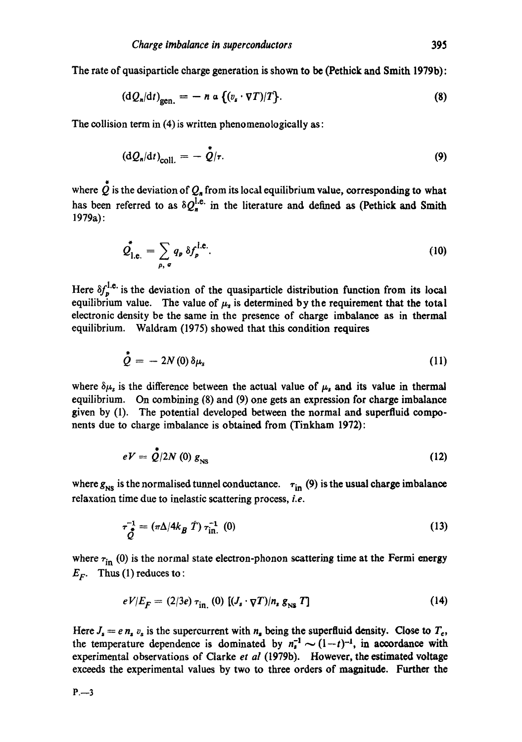The rate of quasiparticle charge generation is shown to be (Pethick and Smith 1979b):

$$(\mathrm{d}Q_n/\mathrm{d}t)_{\text{gen.}} = -\, n\, \alpha\, \{(v_s \cdot \nabla T)/T\}. \tag{8}$$

The collision term in (4) is written phenomenologically as:

$$(\mathrm{d}Q_n/\mathrm{d}t)_{\text{coll.}} = -\, \overset{*}{Q}/\tau. \tag{9}$$

where $\overset{*}{Q}$ is the deviation of $Q_n$ from its local equilibrium value, corresponding to what has been referred to as $\delta Q_n^{\text{l.e.}}$ in the literature and defined as (Pethick and Smith 1979a):

$$\overset{*}{Q}_{\text{l.e.}} = \sum_{p,\,\sigma} q_p\, \delta f_p^{\text{l.e.}}. \tag{10}$$

Here $\delta f_p^{\text{l.e.}}$ is the deviation of the quasiparticle distribution function from its local equilibrium value. The value of $\mu_s$ is determined by the requirement that the total electronic density be the same in the presence of charge imbalance as in thermal equilibrium. Waldram (1975) showed that this condition requires

$$\overset{*}{Q} = -\, 2N(0)\, \delta\mu_s \tag{11}$$

where $\delta\mu_s$ is the difference between the actual value of $\mu_s$ and its value in thermal equilibrium. On combining (8) and (9) one gets an expression for charge imbalance given by (1). The potential developed between the normal and superfluid components due to charge imbalance is obtained from (Tinkham 1972):

$$eV = \overset{*}{Q}/2N(0)\, g_{\text{NS}} \tag{12}$$

where $g_{\text{NS}}$ is the normalised tunnel conductance. $\tau_{\text{in}}$ (9) is the usual charge imbalance relaxation time due to inelastic scattering process, *i.e.*

$$\tau_{\overset{*}{Q}}^{-1} = (\pi\Delta/4k_B\, T)\, \tau_{\text{in.}}^{-1}\ (0) \tag{13}$$

where $\tau_{\text{in}}\ (0)$ is the normal state electron-phonon scattering time at the Fermi energy $E_F$. Thus (1) reduces to:

$$eV/E_F = (2/3e)\, \tau_{\text{in.}}\ (0)\ [(J_s \cdot \nabla T)/n_s\, g_{\text{NS}}\, T] \tag{14}$$

Here $J_s = e\, n_s\, v_s$ is the supercurrent with $n_s$ being the superfluid density. Close to $T_c$, the temperature dependence is dominated by $n_s^{-1} \sim (1-t)^{-1}$, in accordance with experimental observations of Clarke *et al* (1979b). However, the estimated voltage exceeds the experimental values by two to three orders of magnitude. Further the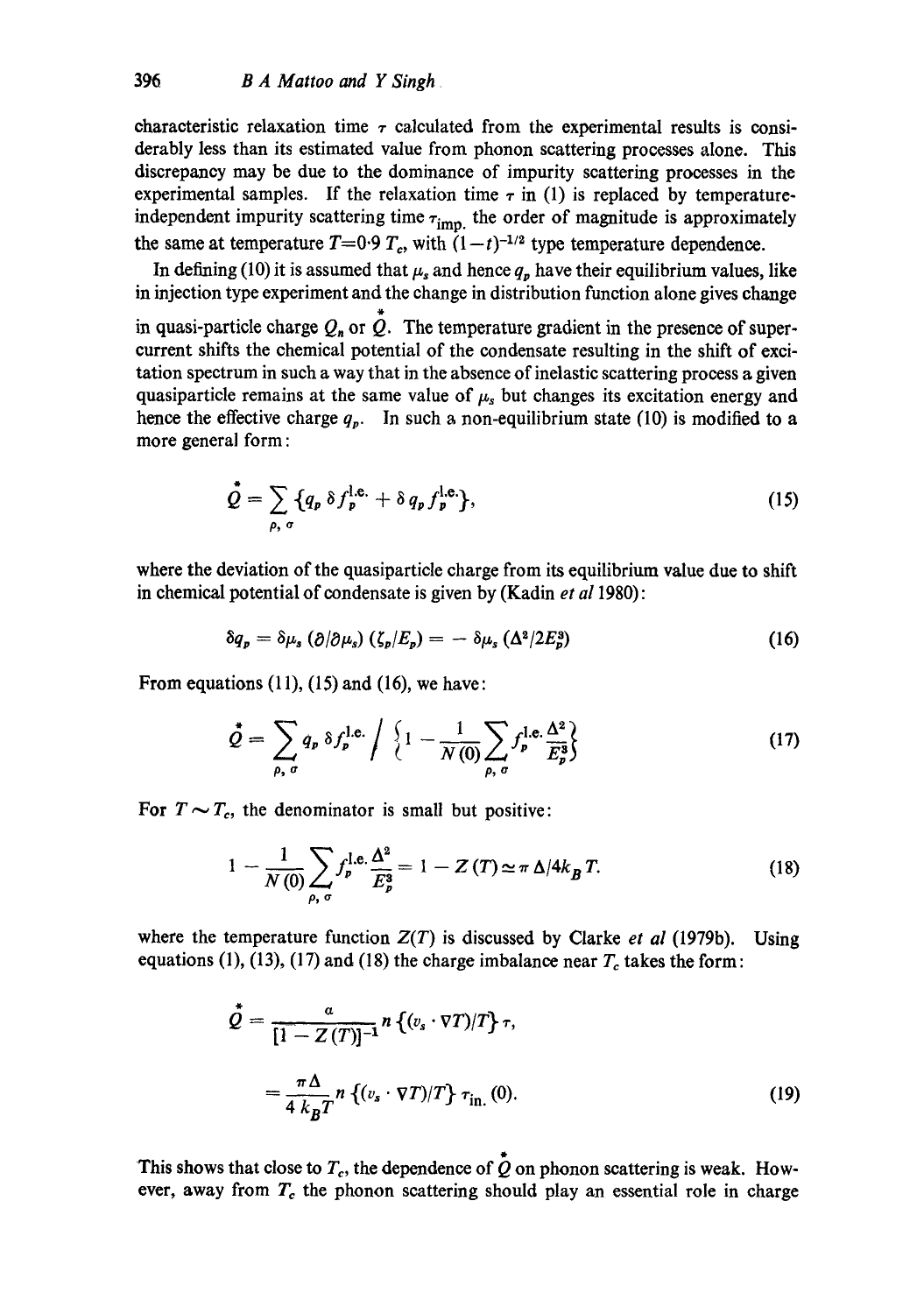characteristic relaxation time $\tau$ calculated from the experimental results is considerably less than its estimated value from phonon scattering processes alone. This discrepancy may be due to the dominance of impurity scattering processes in the experimental samples. If the relaxation time $\tau$ in (1) is replaced by temperature-independent impurity scattering time $\tau_{\text{imp}}$ the order of magnitude is approximately the same at temperature $T=0{\cdot}9\,T_c$, with $(1-t)^{-1/2}$ type temperature dependence.

In defining (10) it is assumed that $\mu_s$ and hence $q_p$ have their equilibrium values, like in injection type experiment and the change in distribution function alone gives change in quasi-particle charge $Q_n$ or $\overset{*}{Q}$. The temperature gradient in the presence of supercurrent shifts the chemical potential of the condensate resulting in the shift of excitation spectrum in such a way that in the absence of inelastic scattering process a given quasiparticle remains at the same value of $\mu_s$ but changes its excitation energy and hence the effective charge $q_p$. In such a non-equilibrium state (10) is modified to a more general form:

$$\overset{*}{Q} = \sum_{p,\,\sigma} \{q_p\, \delta f_p^{\text{l.e.}} + \delta q_p\, f_p^{\text{l.e.}}\}, \tag{15}$$

where the deviation of the quasiparticle charge from its equilibrium value due to shift in chemical potential of condensate is given by (Kadin *et al* 1980):

$$\delta q_p = \delta\mu_s\,(\partial/\partial\mu_s)\,(\zeta_p/E_p) = -\,\delta\mu_s\,(\Delta^2/2E_p^3) \tag{16}$$

From equations (11), (15) and (16), we have:

$$\overset{*}{Q} = \sum_{p,\,\sigma} q_p\, \delta f_p^{\text{l.e.}} \Big/ \left\{1 - \frac{1}{N(0)} \sum_{p,\,\sigma} f_p^{\text{l.e.}} \frac{\Delta^2}{E_p^3}\right\} \tag{17}$$

For $T \sim T_c$, the denominator is small but positive:

$$1 - \frac{1}{N(0)} \sum_{p,\,\sigma} f_p^{\text{l.e.}} \frac{\Delta^2}{E_p^3} = 1 - Z(T) \simeq \pi\,\Delta/4k_B T. \tag{18}$$

where the temperature function $Z(T)$ is discussed by Clarke *et al* (1979b). Using equations (1), (13), (17) and (18) the charge imbalance near $T_c$ takes the form:

$$\begin{aligned}\overset{*}{Q} &= \frac{a}{[1 - Z(T)]^{-1}}\, n\,\{(v_s \cdot \nabla T)/T\}\,\tau, \\ &= \frac{\pi\Delta}{4\,k_B T}\, n\,\{(v_s \cdot \nabla T)/T\}\,\tau_{\text{in.}}(0).\end{aligned} \tag{19}$$

This shows that close to $T_c$, the dependence of $\overset{*}{Q}$ on phonon scattering is weak. However, away from $T_c$ the phonon scattering should play an essential role in charge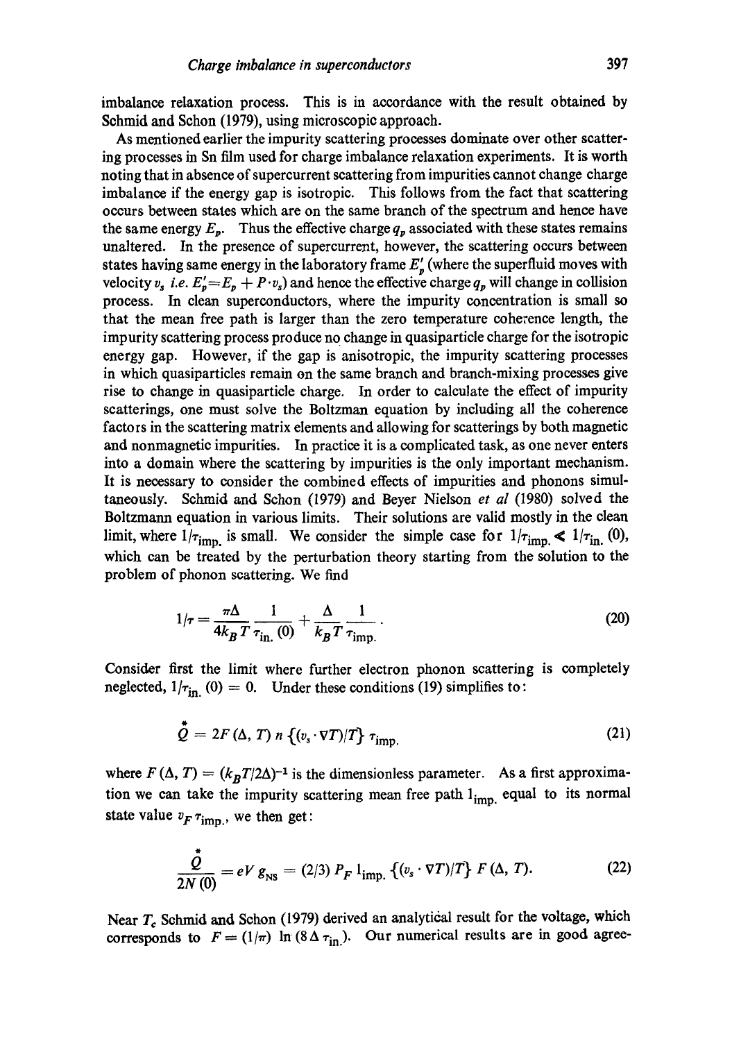imbalance relaxation process. This is in accordance with the result obtained by Schmid and Schon (1979), using microscopic approach.

As mentioned earlier the impurity scattering processes dominate over other scattering processes in Sn film used for charge imbalance relaxation experiments. It is worth noting that in absence of supercurrent scattering from impurities cannot change charge imbalance if the energy gap is isotropic. This follows from the fact that scattering occurs between states which are on the same branch of the spectrum and hence have the same energy $E_p$. Thus the effective charge $q_p$ associated with these states remains unaltered. In the presence of supercurrent, however, the scattering occurs between states having same energy in the laboratory frame $E_p'$ (where the superfluid moves with velocity $v_s$ *i.e.* $E_p' = E_p + P \cdot v_s$) and hence the effective charge $q_p$ will change in collision process. In clean superconductors, where the impurity concentration is small so that the mean free path is larger than the zero temperature coherence length, the impurity scattering process produce no change in quasiparticle charge for the isotropic energy gap. However, if the gap is anisotropic, the impurity scattering processes in which quasiparticles remain on the same branch and branch-mixing processes give rise to change in quasiparticle charge. In order to calculate the effect of impurity scatterings, one must solve the Boltzman equation by including all the coherence factors in the scattering matrix elements and allowing for scatterings by both magnetic and nonmagnetic impurities. In practice it is a complicated task, as one never enters into a domain where the scattering by impurities is the only important mechanism. It is necessary to consider the combined effects of impurities and phonons simultaneously. Schmid and Schon (1979) and Beyer Nielson *et al* (1980) solved the Boltzmann equation in various limits. Their solutions are valid mostly in the clean limit, where $1/\tau_{\text{imp.}}$ is small. We consider the simple case for $1/\tau_{\text{imp.}} \ll 1/\tau_{\text{in.}}(0)$, which can be treated by the perturbation theory starting from the solution to the problem of phonon scattering. We find

$$1/\tau = \frac{\pi \Delta}{4 k_B T} \frac{1}{\tau_{\text{in.}}(0)} + \frac{\Delta}{k_B T} \frac{1}{\tau_{\text{imp.}}}. \tag{20}$$

Consider first the limit where further electron phonon scattering is completely neglected, $1/\tau_{\text{in.}}(0) = 0$. Under these conditions (19) simplifies to:

$$\overset{*}{Q} = 2F(\Delta, T)\, n \left\{(v_s \cdot \nabla T)/T\right\} \tau_{\text{imp.}} \tag{21}$$

where $F(\Delta, T) = (k_B T/2\Delta)^{-1}$ is the dimensionless parameter. As a first approximation we can take the impurity scattering mean free path $l_{\text{imp.}}$ equal to its normal state value $v_F \tau_{\text{imp.}}$, we then get:

$$\frac{\overset{*}{Q}}{2N(0)} = eV\, g_{\text{NS}} = (2/3)\, P_F\, l_{\text{imp.}} \left\{(v_s \cdot \nabla T)/T\right\} F(\Delta, T). \tag{22}$$

Near $T_c$ Schmid and Schon (1979) derived an analytical result for the voltage, which corresponds to $F = (1/\pi) \ln (8 \Delta \tau_{\text{in.}})$. Our numerical results are in good agree-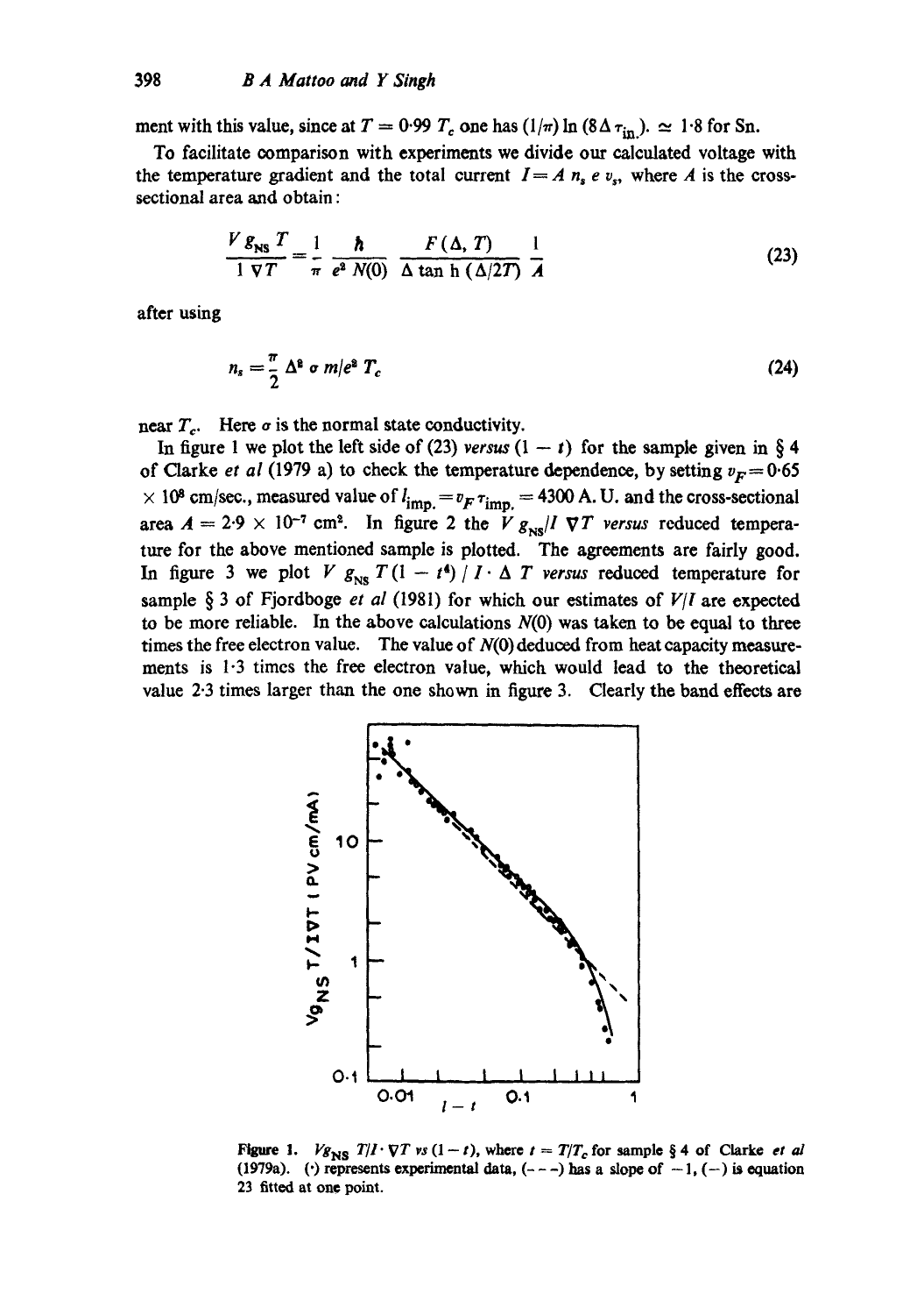ment with this value, since at $T = 0{\cdot}99\, T_c$ one has $(1/\pi) \ln (8\Delta\, \tau_{\text{in}}) \simeq 1{\cdot}8$ for Sn.

To facilitate comparison with experiments we divide our calculated voltage with the temperature gradient and the total current $I = A\, n_s\, e\, v_s$, where $A$ is the cross-sectional area and obtain:

$$\frac{V g_{\text{NS}}\, T}{I\, \nabla T} = \frac{1}{\pi} \frac{\hbar}{e^2 N(0)} \frac{F(\Delta, T)}{\Delta \tanh (\Delta/2T)} \frac{1}{A} \tag{23}$$

after using

$$n_s = \frac{\pi}{2} \Delta^2\, \sigma\, m/e^2\, T_c \tag{24}$$

near $T_c$. Here $\sigma$ is the normal state conductivity.

In figure 1 we plot the left side of (23) *versus* $(1 - t)$ for the sample given in § 4 of Clarke *et al* (1979 a) to check the temperature dependence, by setting $v_F = 0{\cdot}65 \times 10^8$ cm/sec., measured value of $l_{\text{imp.}} = v_F\, \tau_{\text{imp.}} = 4300$ A. U. and the cross-sectional area $A = 2{\cdot}9 \times 10^{-7}$ cm$^2$. In figure 2 the $V g_{\text{NS}}/I\, \nabla T$ *versus* reduced temperature for the above mentioned sample is plotted. The agreements are fairly good. In figure 3 we plot $V g_{\text{NS}}\, T (1 - t^4) / I \cdot \Delta\, T$ *versus* reduced temperature for sample § 3 of Fjordboge *et al* (1981) for which our estimates of $V/I$ are expected to be more reliable. In the above calculations $N(0)$ was taken to be equal to three times the free electron value. The value of $N(0)$ deduced from heat capacity measurements is 1·3 times the free electron value, which would lead to the theoretical value 2·3 times larger than the one shown in figure 3. Clearly the band effects are

**Figure 1.** $V g_{\text{NS}}\, T/I \cdot \nabla T$ *vs* $(1 - t)$, where $t = T/T_c$ for sample § 4 of Clarke *et al* (1979a). (·) represents experimental data, (- - -) has a slope of $-1$, (—) is equation 23 fitted at one point.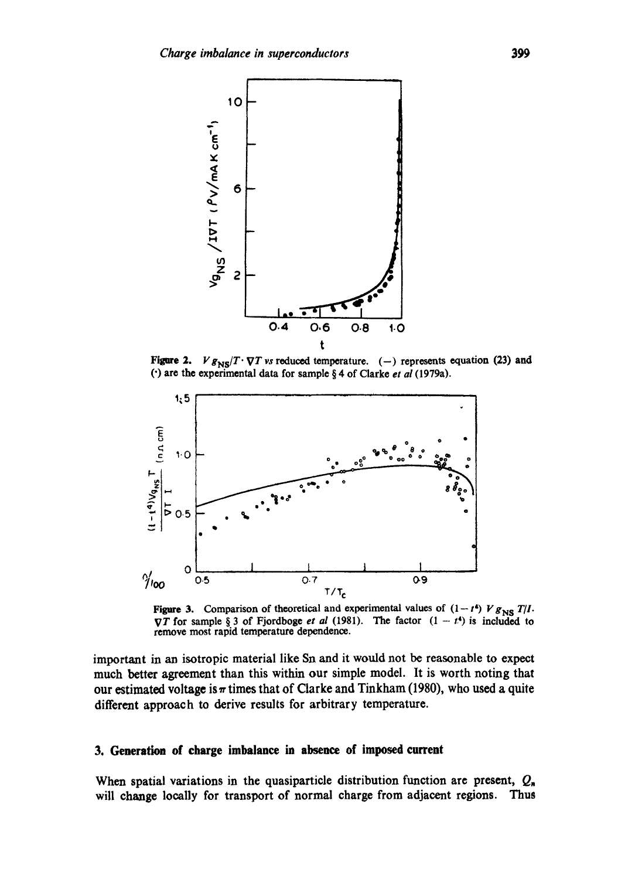**Figure 2.** $V g_{NS}/T \cdot \nabla T$ *vs* reduced temperature. (—) represents equation (23) and (·) are the experimental data for sample § 4 of Clarke *et al* (1979a).

**Figure 3.** Comparison of theoretical and experimental values of $(1-t^4)\, V g_{NS}\, T/I \cdot \nabla T$ for sample § 3 of Fjordboge *et al* (1981). The factor $(1-t^4)$ is included to remove most rapid temperature dependence.

important in an isotropic material like Sn and it would not be reasonable to expect much better agreement than this within our simple model. It is worth noting that our estimated voltage is $\pi$ times that of Clarke and Tinkham (1980), who used a quite different approach to derive results for arbitrary temperature.

## 3. Generation of charge imbalance in absence of imposed current

When spatial variations in the quasiparticle distribution function are present, $Q_n$ will change locally for transport of normal charge from adjacent regions. Thus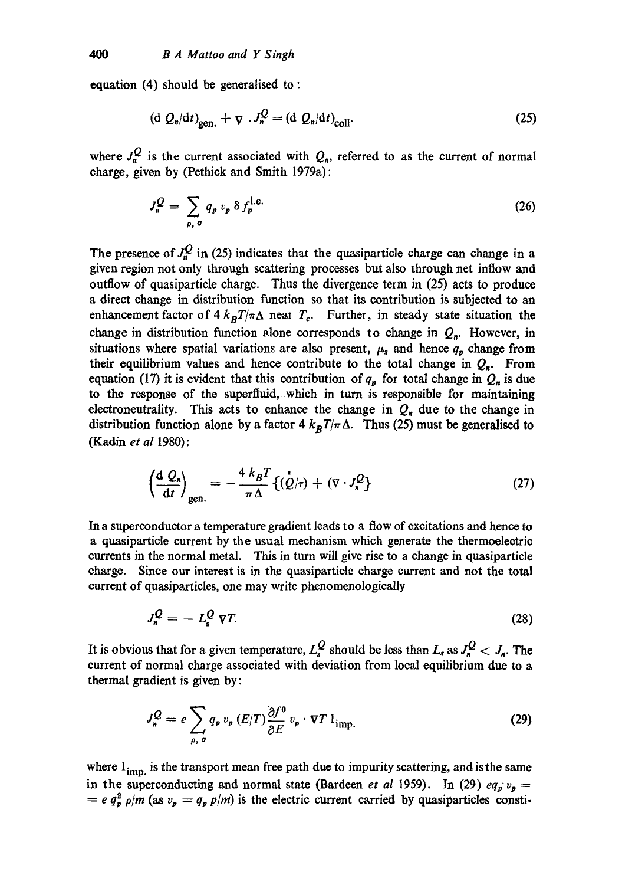equation (4) should be generalised to:

$$(\mathrm{d}\, Q_n/\mathrm{d}t)_{\text{gen.}} + \nabla \cdot J_n^Q = (\mathrm{d}\, Q_n/\mathrm{d}t)_{\text{coll}}. \tag{25}$$

where $J_n^Q$ is the current associated with $Q_n$, referred to as the current of normal charge, given by (Pethick and Smith 1979a):

$$J_n^Q = \sum_{p,\sigma} q_p\, v_p\, \delta f_p^{\text{l.e.}} \tag{26}$$

The presence of $J_n^Q$ in (25) indicates that the quasiparticle charge can change in a given region not only through scattering processes but also through net inflow and outflow of quasiparticle charge. Thus the divergence term in (25) acts to produce a direct change in distribution function so that its contribution is subjected to an enhancement factor of $4\, k_B T/\pi\Delta$ near $T_c$. Further, in steady state situation the change in distribution function alone corresponds to change in $Q_n$. However, in situations where spatial variations are also present, $\mu_s$ and hence $q_p$ change from their equilibrium values and hence contribute to the total change in $Q_n$. From equation (17) it is evident that this contribution of $q_p$ for total change in $Q_n$ is due to the response of the superfluid, which in turn is responsible for maintaining electroneutrality. This acts to enhance the change in $Q_n$ due to the change in distribution function alone by a factor $4\, k_B T/\pi\Delta$. Thus (25) must be generalised to (Kadin *et al* 1980):

$$\left(\frac{\mathrm{d}\, Q_n}{\mathrm{d}t}\right)_{\text{gen.}} = -\frac{4\, k_B T}{\pi\Delta} \{(\overset{*}{Q}/\tau) + (\nabla \cdot J_n^Q\}\tag{27}$$

In a superconductor a temperature gradient leads to a flow of excitations and hence to a quasiparticle current by the usual mechanism which generate the thermoelectric currents in the normal metal. This in turn will give rise to a change in quasiparticle charge. Since our interest is in the quasiparticle charge current and not the total current of quasiparticles, one may write phenomenologically

$$J_n^Q = -\, L_s^Q\, \nabla T. \tag{28}$$

It is obvious that for a given temperature, $L_s^Q$ should be less than $L_s$ as $J_n^Q < J_n$. The current of normal charge associated with deviation from local equilibrium due to a thermal gradient is given by:

$$J_n^Q = e \sum_{p,\sigma} q_p\, v_p\, (E/T) \frac{\partial f^0}{\partial E}\, v_p \cdot \nabla T\, 1_{\text{imp.}} \tag{29}$$

where $1_{\text{imp.}}$ is the transport mean free path due to impurity scattering, and is the same in the superconducting and normal state (Bardeen *et al* 1959). In (29) $eq_p v_p = e\, q_p^2\, p/m$ (as $v_p = q_p\, p/m$) is the electric current carried by quasiparticles consti-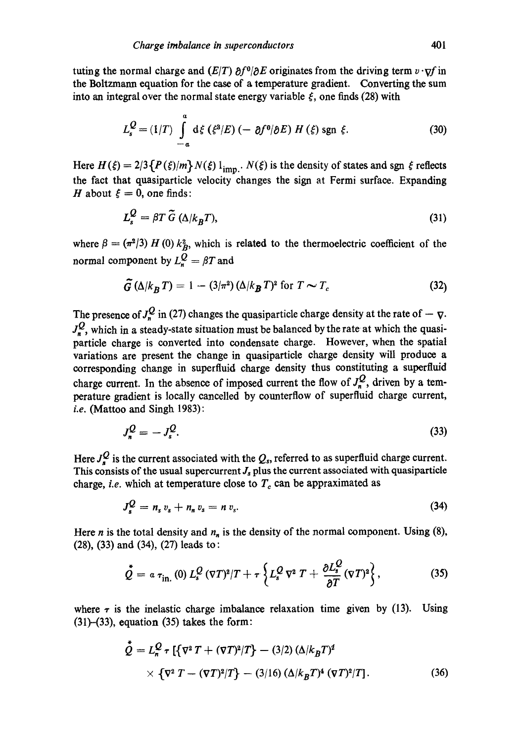tuting the normal charge and $(E/T)\,\partial f^0/\partial E$ originates from the driving term $v \cdot \nabla f$ in the Boltzmann equation for the case of a temperature gradient. Converting the sum into an integral over the normal state energy variable $\xi$, one finds (28) with

$$L_s^Q = (1/T) \int_{-a}^{a} \mathrm{d}\xi\, (\xi^3/E)\,(-\,\partial f^0/\partial E)\, H(\xi)\, \mathrm{sgn}\, \xi. \tag{30}$$

Here $H(\xi) = 2/3\{P(\xi)/m\} N(\xi)\, l_{\mathrm{imp}}$. $N(\xi)$ is the density of states and sgn $\xi$ reflects the fact that quasiparticle velocity changes the sign at Fermi surface. Expanding $H$ about $\xi = 0$, one finds:

$$L_s^Q = \beta T\, \tilde{G}\,(\Delta/k_B T), \tag{31}$$

where $\beta = (\pi^2/3)\, H(0)\, k_B^2$, which is related to the thermoelectric coefficient of the normal component by $L_n^Q = \beta T$ and

$$\tilde{G}\,(\Delta/k_B T) = 1 - (3/\pi^2)\,(\Delta/k_B T)^2 \text{ for } T \sim T_c \tag{32}$$

The presence of $J_n^Q$ in (27) changes the quasiparticle charge density at the rate of $-\nabla \cdot J_n^Q$, which in a steady-state situation must be balanced by the rate at which the quasiparticle charge is converted into condensate charge. However, when the spatial variations are present the change in quasiparticle charge density will produce a corresponding change in superfluid charge density thus constituting a superfluid charge current. In the absence of imposed current the flow of $J_n^Q$, driven by a temperature gradient is locally cancelled by counterflow of superfluid charge current, *i.e.* (Mattoo and Singh 1983):

$$J_n^Q = -\,J_s^Q. \tag{33}$$

Here $J_s^Q$ is the current associated with the $Q_s$, referred to as superfluid charge current. This consists of the usual supercurrent $J_s$ plus the current associated with quasiparticle charge, *i.e.* which at temperature close to $T_c$ can be appraximated as

$$J_s^Q = n_s\, v_s + n_n\, v_s = n\, v_s. \tag{34}$$

Here $n$ is the total density and $n_n$ is the density of the normal component. Using (8), (28), (33) and (34), (27) leads to:

$$\overset{*}{Q} = a\, \tau_{\mathrm{in.}}(0)\, L_s^Q\, (\nabla T)^2/T + \tau \left\{ L_s^Q\, \nabla^2 T + \frac{\partial L_s^Q}{\partial T}\, (\nabla T)^2 \right\}, \tag{35}$$

where $\tau$ is the inelastic charge imbalance relaxation time given by (13). Using (31)–(33), equation (35) takes the form:

$$\overset{*}{Q} = L_n^Q\, \tau\, [\{\nabla^2 T + (\nabla T)^2/T\} - (3/2)\,(\Delta/k_B T)^2 \times \{\nabla^2 T - (\nabla T)^2/T\} - (3/16)\,(\Delta/k_B T)^4\, (\nabla T)^2/T]. \tag{36}$$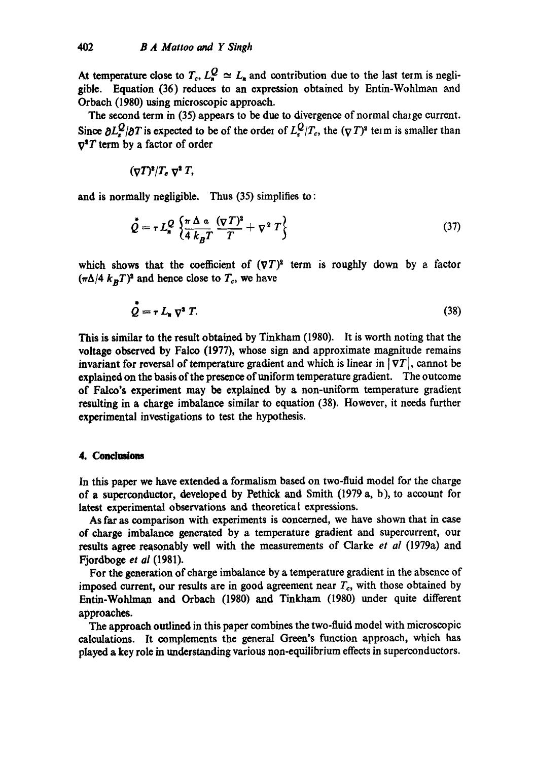At temperature close to $T_c$, $L_n^Q \simeq L_n$ and contribution due to the last term is negligible. Equation (36) reduces to an expression obtained by Entin-Wohlman and Orbach (1980) using microscopic approach.

The second term in (35) appears to be due to divergence of normal charge current. Since $\partial L_s^Q/\partial T$ is expected to be of the order of $L_s^Q/T_c$, the $(\nabla T)^2$ term is smaller than $\nabla^2 T$ term by a factor of order

$$(\nabla T)^2/T_c \nabla^2 T,$$

and is normally negligible. Thus (35) simplifies to:

$$\overset{*}{Q} = \tau L_n^Q \left\{ \frac{\pi \Delta a}{4 k_B T} \frac{(\nabla T)^2}{T} + \nabla^2 T \right\} \tag{37}$$

which shows that the coefficient of $(\nabla T)^2$ term is roughly down by a factor $(\pi\Delta/4\, k_B T)^2$ and hence close to $T_c$, we have

$$\overset{*}{Q} = \tau L_n \nabla^2 T. \tag{38}$$

This is similar to the result obtained by Tinkham (1980). It is worth noting that the voltage observed by Falco (1977), whose sign and approximate magnitude remains invariant for reversal of temperature gradient and which is linear in $|\nabla T|$, cannot be explained on the basis of the presence of uniform temperature gradient. The outcome of Falco's experiment may be explained by a non-uniform temperature gradient resulting in a charge imbalance similar to equation (38). However, it needs further experimental investigations to test the hypothesis.

## 4. Conclusions

In this paper we have extended a formalism based on two-fluid model for the charge of a superconductor, developed by Pethick and Smith (1979 a, b), to account for latest experimental observations and theoretical expressions.

As far as comparison with experiments is concerned, we have shown that in case of charge imbalance generated by a temperature gradient and supercurrent, our results agree reasonably well with the measurements of Clarke *et al* (1979a) and Fjordboge *et al* (1981).

For the generation of charge imbalance by a temperature gradient in the absence of imposed current, our results are in good agreement near $T_c$, with those obtained by Entin-Wohlman and Orbach (1980) and Tinkham (1980) under quite different approaches.

The approach outlined in this paper combines the two-fluid model with microscopic calculations. It complements the general Green's function approach, which has played a key role in understanding various non-equilibrium effects in superconductors.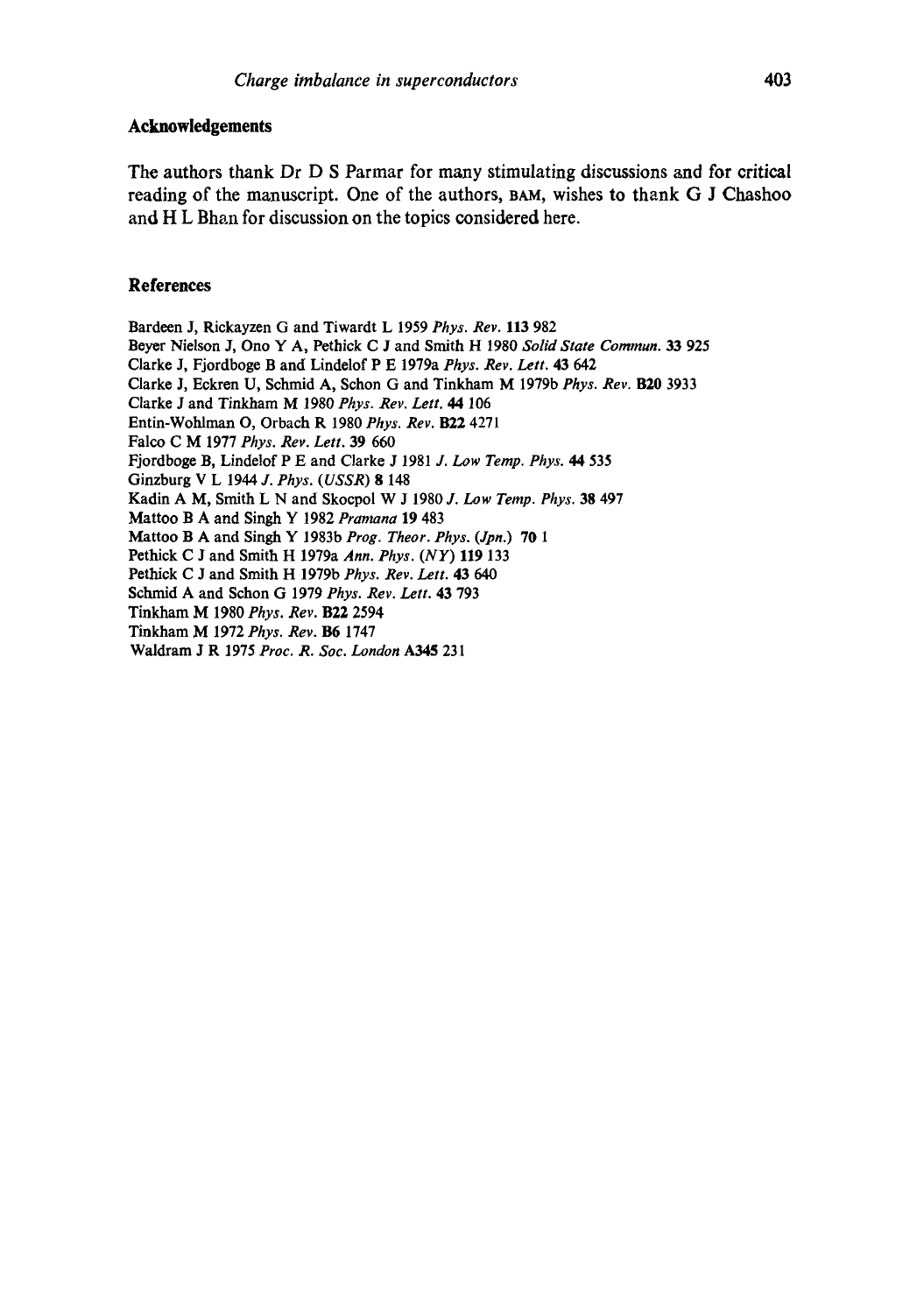## Acknowledgements

The authors thank Dr D S Parmar for many stimulating discussions and for critical reading of the manuscript. One of the authors, BAM, wishes to thank G J Chashoo and H L Bhan for discussion on the topics considered here.

## References

Bardeen J, Rickayzen G and Tiwardt L 1959 *Phys. Rev.* **113** 982
Beyer Nielson J, Ono Y A, Pethick C J and Smith H 1980 *Solid State Commun.* **33** 925
Clarke J, Fjordboge B and Lindelof P E 1979a *Phys. Rev. Lett.* **43** 642
Clarke J, Eckren U, Schmid A, Schon G and Tinkham M 1979b *Phys. Rev.* **B20** 3933
Clarke J and Tinkham M 1980 *Phys. Rev. Lett.* **44** 106
Entin-Wohlman O, Orbach R 1980 *Phys. Rev.* **B22** 4271
Falco C M 1977 *Phys. Rev. Lett.* **39** 660
Fjordboge B, Lindelof P E and Clarke J 1981 *J. Low Temp. Phys.* **44** 535
Ginzburg V L 1944 *J. Phys. (USSR)* **8** 148
Kadin A M, Smith L N and Skocpol W J 1980 *J. Low Temp. Phys.* **38** 497
Mattoo B A and Singh Y 1982 *Pramana* **19** 483
Mattoo B A and Singh Y 1983b *Prog. Theor. Phys. (Jpn.)* **70** 1
Pethick C J and Smith H 1979a *Ann. Phys. (NY)* **119** 133
Pethick C J and Smith H 1979b *Phys. Rev. Lett.* **43** 640
Schmid A and Schon G 1979 *Phys. Rev. Lett.* **43** 793
Tinkham M 1980 *Phys. Rev.* **B22** 2594
Tinkham M 1972 *Phys. Rev.* **B6** 1747
Waldram J R 1975 *Proc. R. Soc. London* **A345** 231